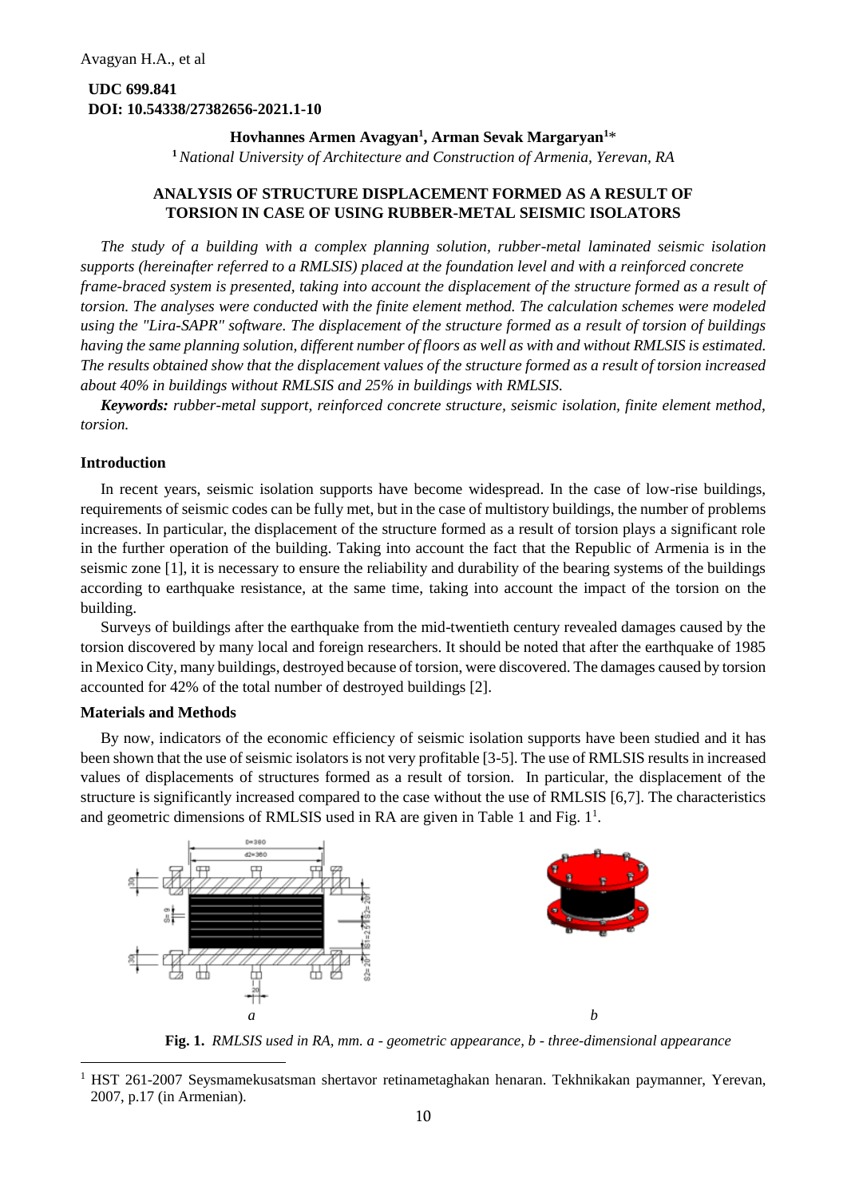**UDC 699.841**
**DOI: 10.54338/27382656-2021.1-10**

**Hovhannes Armen Avagyan[1], Arman Sevak Margaryan[1]***

[1] *National University of Architecture and Construction of Armenia, Yerevan, RA*

# ANALYSIS OF STRUCTURE DISPLACEMENT FORMED AS A RESULT OF TORSION IN CASE OF USING RUBBER-METAL SEISMIC ISOLATORS

*The study of a building with a complex planning solution, rubber-metal laminated seismic isolation supports (hereinafter referred to a RMLSIS) placed at the foundation level and with a reinforced concrete frame-braced system is presented, taking into account the displacement of the structure formed as a result of torsion. The analyses were conducted with the finite element method. The calculation schemes were modeled using the "Lira-SAPR" software. The displacement of the structure formed as a result of torsion of buildings having the same planning solution, different number of floors as well as with and without RMLSIS is estimated. The results obtained show that the displacement values of the structure formed as a result of torsion increased about 40% in buildings without RMLSIS and 25% in buildings with RMLSIS.*

***Keywords:*** *rubber-metal support, reinforced concrete structure, seismic isolation, finite element method, torsion.*

## Introduction

In recent years, seismic isolation supports have become widespread. In the case of low-rise buildings, requirements of seismic codes can be fully met, but in the case of multistory buildings, the number of problems increases. In particular, the displacement of the structure formed as a result of torsion plays a significant role in the further operation of the building. Taking into account the fact that the Republic of Armenia is in the seismic zone [1], it is necessary to ensure the reliability and durability of the bearing systems of the buildings according to earthquake resistance, at the same time, taking into account the impact of the torsion on the building.

Surveys of buildings after the earthquake from the mid-twentieth century revealed damages caused by the torsion discovered by many local and foreign researchers. It should be noted that after the earthquake of 1985 in Mexico City, many buildings, destroyed because of torsion, were discovered. The damages caused by torsion accounted for 42% of the total number of destroyed buildings [2].

## Materials and Methods

By now, indicators of the economic efficiency of seismic isolation supports have been studied and it has been shown that the use of seismic isolators is not very profitable [3-5]. The use of RMLSIS results in increased values of displacements of structures formed as a result of torsion. In particular, the displacement of the structure is significantly increased compared to the case without the use of RMLSIS [6,7]. The characteristics and geometric dimensions of RMLSIS used in RA are given in Table 1 and Fig. 1[1].

**Fig. 1.** *RMLSIS used in RA, mm. a - geometric appearance, b - three-dimensional appearance*

[1] HST 261-2007 Seysmamekusatsman shertavor retinametaghakan henaran. Tekhnikakan paymanner, Yerevan, 2007, p.17 (in Armenian).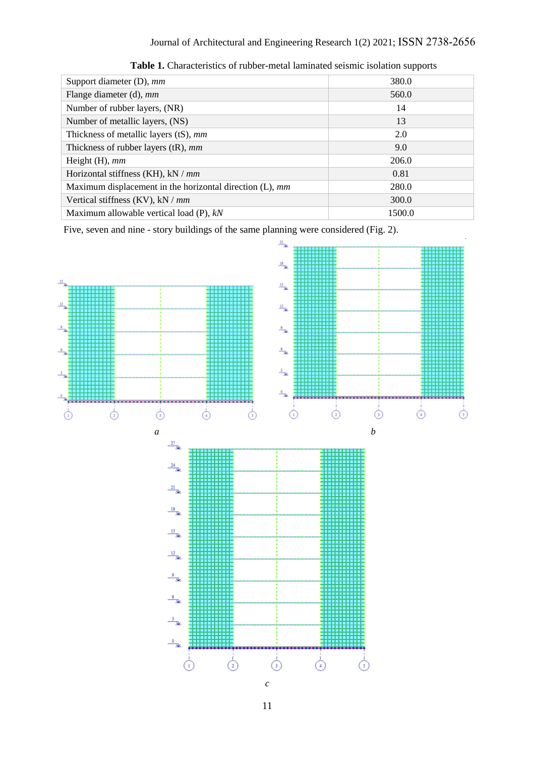**Table 1.** Characteristics of rubber-metal laminated seismic isolation supports

| | |
|---|---|
| Support diameter (D), *mm* | 380.0 |
| Flange diameter (d), *mm* | 560.0 |
| Number of rubber layers, (NR) | 14 |
| Number of metallic layers, (NS) | 13 |
| Thickness of metallic layers (tS), *mm* | 2.0 |
| Thickness of rubber layers (tR), *mm* | 9.0 |
| Height (H), *mm* | 206.0 |
| Horizontal stiffness (KH), kN / *mm* | 0.81 |
| Maximum displacement in the horizontal direction (L), *mm* | 280.0 |
| Vertical stiffness (KV), kN / *mm* | 300.0 |
| Maximum allowable vertical load (P), *kN* | 1500.0 |

Five, seven and nine - story buildings of the same planning were considered (Fig. 2).

*a*

*b*

*c*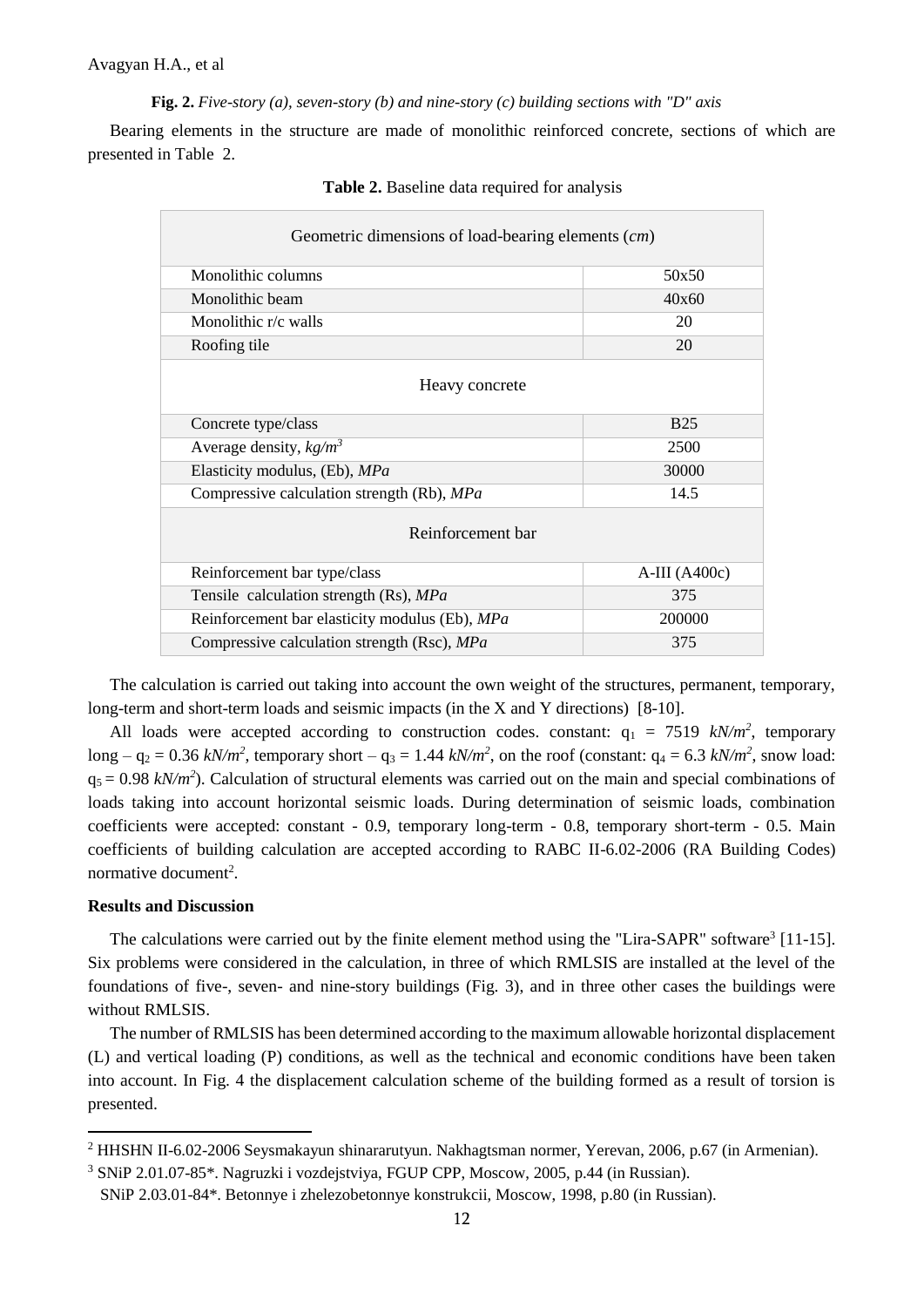**Fig. 2.** *Five-story (a), seven-story (b) and nine-story (c) building sections with "D" axis*

Bearing elements in the structure are made of monolithic reinforced concrete, sections of which are presented in Table 2.

**Table 2.** Baseline data required for analysis

| Geometric dimensions of load-bearing elements (*cm*) | |
|---|---|
| Monolithic columns | 50x50 |
| Monolithic beam | 40x60 |
| Monolithic r/c walls | 20 |
| Roofing tile | 20 |
| Heavy concrete | |
| Concrete type/class | B25 |
| Average density, $kg/m^3$ | 2500 |
| Elasticity modulus, (Eb), *MPa* | 30000 |
| Compressive calculation strength (Rb), *MPa* | 14.5 |
| Reinforcement bar | |
| Reinforcement bar type/class | A-III (A400c) |
| Tensile calculation strength (Rs), *MPa* | 375 |
| Reinforcement bar elasticity modulus (Eb), *MPa* | 200000 |
| Compressive calculation strength (Rsc), *MPa* | 375 |

The calculation is carried out taking into account the own weight of the structures, permanent, temporary, long-term and short-term loads and seismic impacts (in the X and Y directions) [8-10].

All loads were accepted according to construction codes. constant: $q_1 = 7519$ $kN/m^2$, temporary long – $q_2 = 0.36$ $kN/m^2$, temporary short – $q_3 = 1.44$ $kN/m^2$, on the roof (constant: $q_4 = 6.3$ $kN/m^2$, snow load: $q_5 = 0.98$ $kN/m^2$). Calculation of structural elements was carried out on the main and special combinations of loads taking into account horizontal seismic loads. During determination of seismic loads, combination coefficients were accepted: constant - 0.9, temporary long-term - 0.8, temporary short-term - 0.5. Main coefficients of building calculation are accepted according to RABC II-6.02-2006 (RA Building Codes) normative document[2].

**Results and Discussion**

The calculations were carried out by the finite element method using the "Lira-SAPR" software[3] [11-15]. Six problems were considered in the calculation, in three of which RMLSIS are installed at the level of the foundations of five-, seven- and nine-story buildings (Fig. 3), and in three other cases the buildings were without RMLSIS.

The number of RMLSIS has been determined according to the maximum allowable horizontal displacement (L) and vertical loading (P) conditions, as well as the technical and economic conditions have been taken into account. In Fig. 4 the displacement calculation scheme of the building formed as a result of torsion is presented.

[2] HHSHN II-6.02-2006 Seysmakayun shinararutyun. Nakhagtsman normer, Yerevan, 2006, p.67 (in Armenian).

[3] SNiP 2.01.07-85*. Nagruzki i vozdejstviya, FGUP CPP, Moscow, 2005, p.44 (in Russian).

SNiP 2.03.01-84*. Betonnye i zhelezobetonnye konstrukcii, Moscow, 1998, p.80 (in Russian).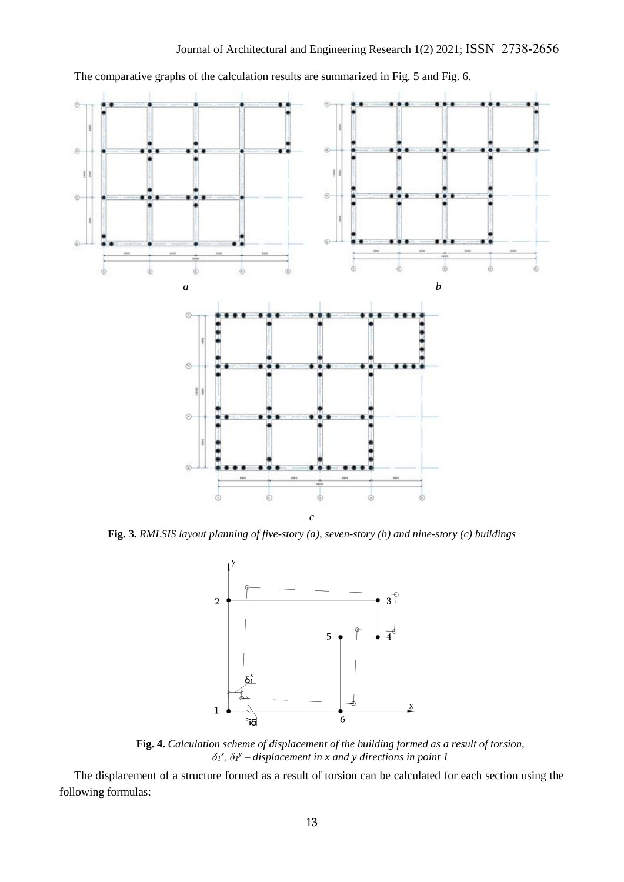The comparative graphs of the calculation results are summarized in Fig. 5 and Fig. 6.

**Fig. 3.** *RMLSIS layout planning of five-story (a), seven-story (b) and nine-story (c) buildings*

**Fig. 4.** *Calculation scheme of displacement of the building formed as a result of torsion, $\delta_1^x$, $\delta_1^y$ – displacement in x and y directions in point 1*

The displacement of a structure formed as a result of torsion can be calculated for each section using the following formulas: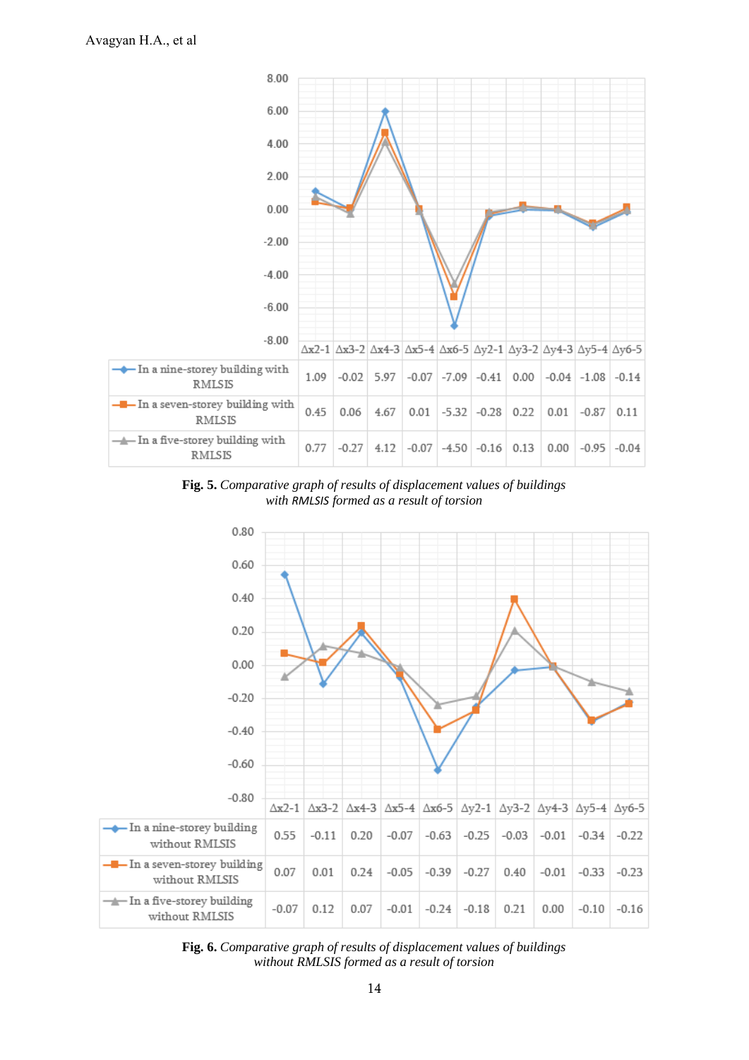| | Δx2-1 | Δx3-2 | Δx4-3 | Δx5-4 | Δx6-5 | Δy2-1 | Δy3-2 | Δy4-3 | Δy5-4 | Δy6-5 |
|---|---|---|---|---|---|---|---|---|---|---|
| In a nine-storey building with RMLSIS | 1.09 | -0.02 | 5.97 | -0.07 | -7.09 | -0.41 | 0.00 | -0.04 | -1.08 | -0.14 |
| In a seven-storey building with RMLSIS | 0.45 | 0.06 | 4.67 | 0.01 | -5.32 | -0.28 | 0.22 | 0.01 | -0.87 | 0.11 |
| In a five-storey building with RMLSIS | 0.77 | -0.27 | 4.12 | -0.07 | -4.50 | -0.16 | 0.13 | 0.00 | -0.95 | -0.04 |

**Fig. 5.** *Comparative graph of results of displacement values of buildings with RMLSIS formed as a result of torsion*

| | Δx2-1 | Δx3-2 | Δx4-3 | Δx5-4 | Δx6-5 | Δy2-1 | Δy3-2 | Δy4-3 | Δy5-4 | Δy6-5 |
|---|---|---|---|---|---|---|---|---|---|---|
| In a nine-storey building without RMLSIS | 0.55 | -0.11 | 0.20 | -0.07 | -0.63 | -0.25 | -0.03 | -0.01 | -0.34 | -0.22 |
| In a seven-storey building without RMLSIS | 0.07 | 0.01 | 0.24 | -0.05 | -0.39 | -0.27 | 0.40 | -0.01 | -0.33 | -0.23 |
| In a five-storey building without RMLSIS | -0.07 | 0.12 | 0.07 | -0.01 | -0.24 | -0.18 | 0.21 | 0.00 | -0.10 | -0.16 |

**Fig. 6.** *Comparative graph of results of displacement values of buildings without RMLSIS formed as a result of torsion*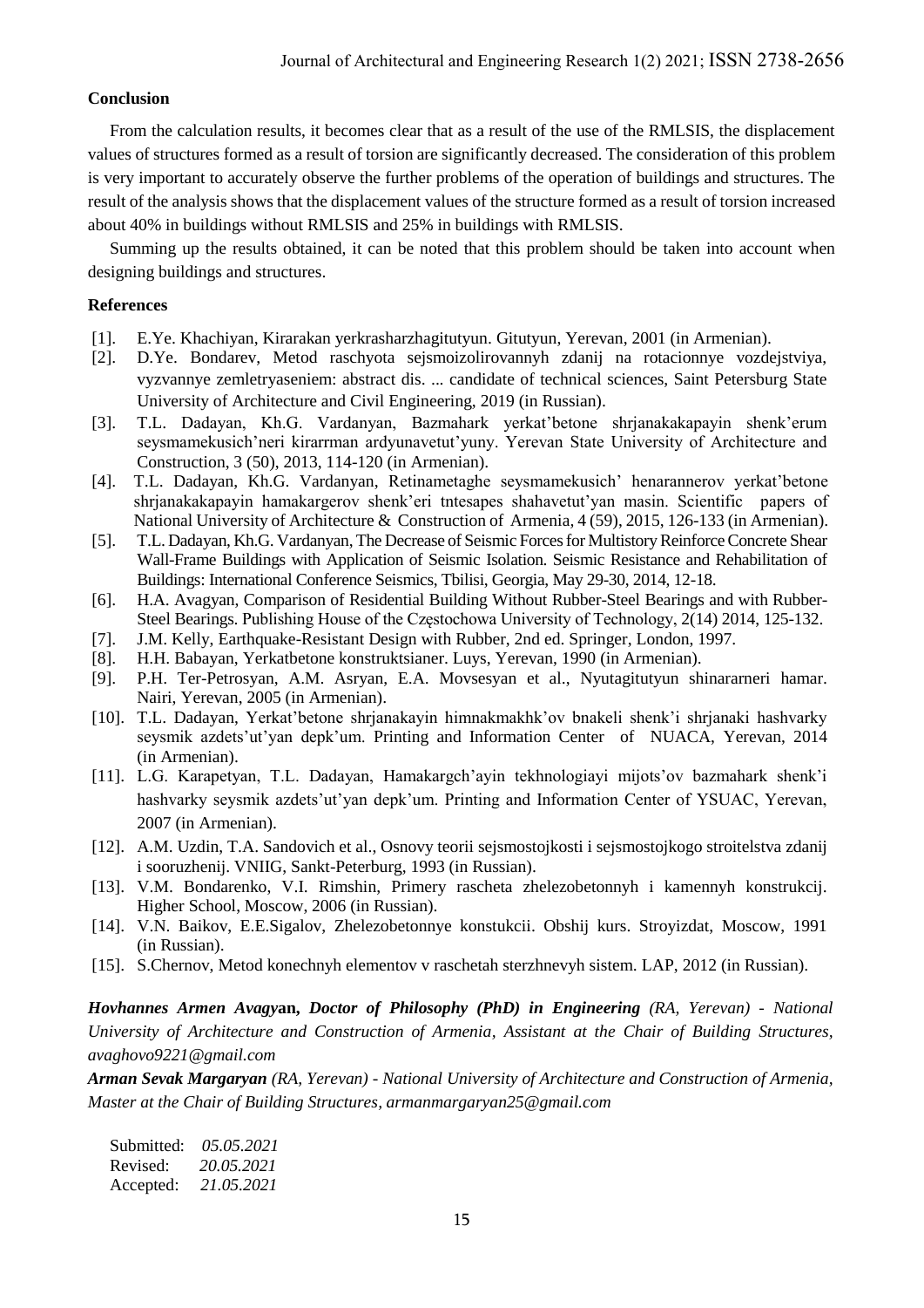### Conclusion

From the calculation results, it becomes clear that as a result of the use of the RMLSIS, the displacement values of structures formed as a result of torsion are significantly decreased. The consideration of this problem is very important to accurately observe the further problems of the operation of buildings and structures. The result of the analysis shows that the displacement values of the structure formed as a result of torsion increased about 40% in buildings without RMLSIS and 25% in buildings with RMLSIS.

Summing up the results obtained, it can be noted that this problem should be taken into account when designing buildings and structures.

### References

[1]. E.Ye. Khachiyan, Kirarakan yerkrasharzhagitutyun. Gitutyun, Yerevan, 2001 (in Armenian).

[2]. D.Ye. Bondarev, Metod raschyota sejsmoizolirovannyh zdanij na rotacionnye vozdejstviya, vyzvannye zemletryaseniem: abstract dis. ... candidate of technical sciences, Saint Petersburg State University of Architecture and Civil Engineering, 2019 (in Russian).

[3]. T.L. Dadayan, Kh.G. Vardanyan, Bazmahark yerkat'betone shrjanakakapayin shenk'erum seysmamekusich'neri kirarrman ardyunavetut'yuny. Yerevan State University of Architecture and Construction, 3 (50), 2013, 114-120 (in Armenian).

[4]. T.L. Dadayan, Kh.G. Vardanyan, Retinametaghe seysmamekusich' henarannerov yerkat'betone shrjanakakapayin hamakargerov shenk'eri tntesapes shahavetut'yan masin. Scientific papers of National University of Architecture & Construction of Armenia, 4 (59), 2015, 126-133 (in Armenian).

[5]. T.L. Dadayan, Kh.G. Vardanyan, The Decrease of Seismic Forces for Multistory Reinforce Concrete Shear Wall-Frame Buildings with Application of Seismic Isolation. Seismic Resistance and Rehabilitation of Buildings: International Conference Seismics, Tbilisi, Georgia, May 29-30, 2014, 12-18.

[6]. H.A. Avagyan, Comparison of Residential Building Without Rubber-Steel Bearings and with Rubber-Steel Bearings. Publishing House of the Częstochowa University of Technology, 2(14) 2014, 125-132.

[7]. J.M. Kelly, Earthquake-Resistant Design with Rubber, 2nd ed. Springer, London, 1997.

[8]. H.H. Babayan, Yerkatbetone konstruktsianer. Luys, Yerevan, 1990 (in Armenian).

[9]. P.H. Ter-Petrosyan, A.M. Asryan, E.A. Movsesyan et al., Nyutagitutyun shinararneri hamar. Nairi, Yerevan, 2005 (in Armenian).

[10]. T.L. Dadayan, Yerkat'betone shrjanakayin himnakmakhk'ov bnakeli shenk'i shrjanaki hashvarky seysmik azdets'ut'yan depk'um. Printing and Information Center of NUACA, Yerevan, 2014 (in Armenian).

[11]. L.G. Karapetyan, T.L. Dadayan, Hamakargch'ayin tekhnologiayi mijots'ov bazmahark shenk'i hashvarky seysmik azdets'ut'yan depk'um. Printing and Information Center of YSUAC, Yerevan, 2007 (in Armenian).

[12]. A.M. Uzdin, T.A. Sandovich et al., Osnovy teorii sejsmostojkosti i sejsmostojkogo stroitelstva zdanij i sooruzhenij. VNIIG, Sankt-Peterburg, 1993 (in Russian).

[13]. V.M. Bondarenko, V.I. Rimshin, Primery rascheta zhelezobetonnyh i kamennyh konstrukcij. Higher School, Moscow, 2006 (in Russian).

[14]. V.N. Baikov, E.E.Sigalov, Zhelezobetonnye konstukcii. Obshij kurs. Stroyizdat, Moscow, 1991 (in Russian).

[15]. S.Chernov, Metod konechnyh elementov v raschetah sterzhnevyh sistem. LAP, 2012 (in Russian).

***Hovhannes Armen Avagyan, Doctor of Philosophy (PhD) in Engineering*** *(RA, Yerevan) - National University of Architecture and Construction of Armenia, Assistant at the Chair of Building Structures, avaghovo9221@gmail.com*

***Arman Sevak Margaryan*** *(RA, Yerevan) - National University of Architecture and Construction of Armenia, Master at the Chair of Building Structures, armanmargaryan25@gmail.com*

Submitted: *05.05.2021*
Revised: *20.05.2021*
Accepted: *21.05.2021*